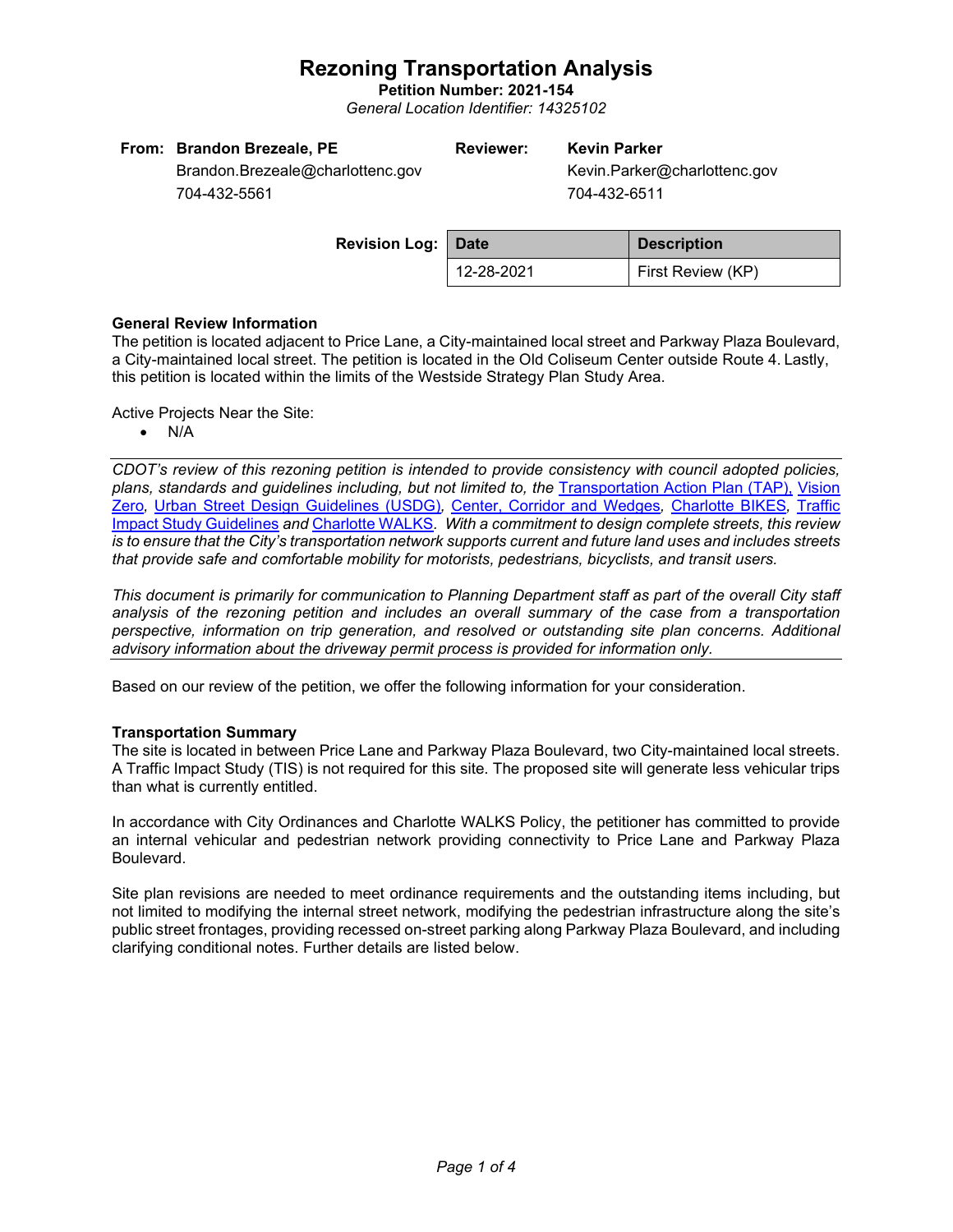# Rezoning Transportation Analysis

**Petition Number: 2021-154**

*General Location Identifier: 14325102*

| **From:** | **Brandon Brezeale, PE** | **Reviewer:** | **Kevin Parker** |
|---|---|---|---|
| | Brandon.Brezeale@charlottenc.gov | | Kevin.Parker@charlottenc.gov |
| | 704-432-5561 | | 704-432-6511 |

**Revision Log:**

| Date | Description |
|---|---|
| 12-28-2021 | First Review (KP) |

**General Review Information**

The petition is located adjacent to Price Lane, a City-maintained local street and Parkway Plaza Boulevard, a City-maintained local street. The petition is located in the Old Coliseum Center outside Route 4. Lastly, this petition is located within the limits of the Westside Strategy Plan Study Area.

Active Projects Near the Site:

- N/A

---

*CDOT's review of this rezoning petition is intended to provide consistency with council adopted policies, plans, standards and guidelines including, but not limited to, the* Transportation Action Plan (TAP), Vision Zero*,* Urban Street Design Guidelines (USDG)*,* Center, Corridor and Wedges*,* Charlotte BIKES*,* Traffic Impact Study Guidelines *and* Charlotte WALKS*. With a commitment to design complete streets, this review is to ensure that the City's transportation network supports current and future land uses and includes streets that provide safe and comfortable mobility for motorists, pedestrians, bicyclists, and transit users.*

*This document is primarily for communication to Planning Department staff as part of the overall City staff analysis of the rezoning petition and includes an overall summary of the case from a transportation perspective, information on trip generation, and resolved or outstanding site plan concerns. Additional advisory information about the driveway permit process is provided for information only.*

---

Based on our review of the petition, we offer the following information for your consideration.

**Transportation Summary**

The site is located in between Price Lane and Parkway Plaza Boulevard, two City-maintained local streets. A Traffic Impact Study (TIS) is not required for this site. The proposed site will generate less vehicular trips than what is currently entitled.

In accordance with City Ordinances and Charlotte WALKS Policy, the petitioner has committed to provide an internal vehicular and pedestrian network providing connectivity to Price Lane and Parkway Plaza Boulevard.

Site plan revisions are needed to meet ordinance requirements and the outstanding items including, but not limited to modifying the internal street network, modifying the pedestrian infrastructure along the site's public street frontages, providing recessed on-street parking along Parkway Plaza Boulevard, and including clarifying conditional notes. Further details are listed below.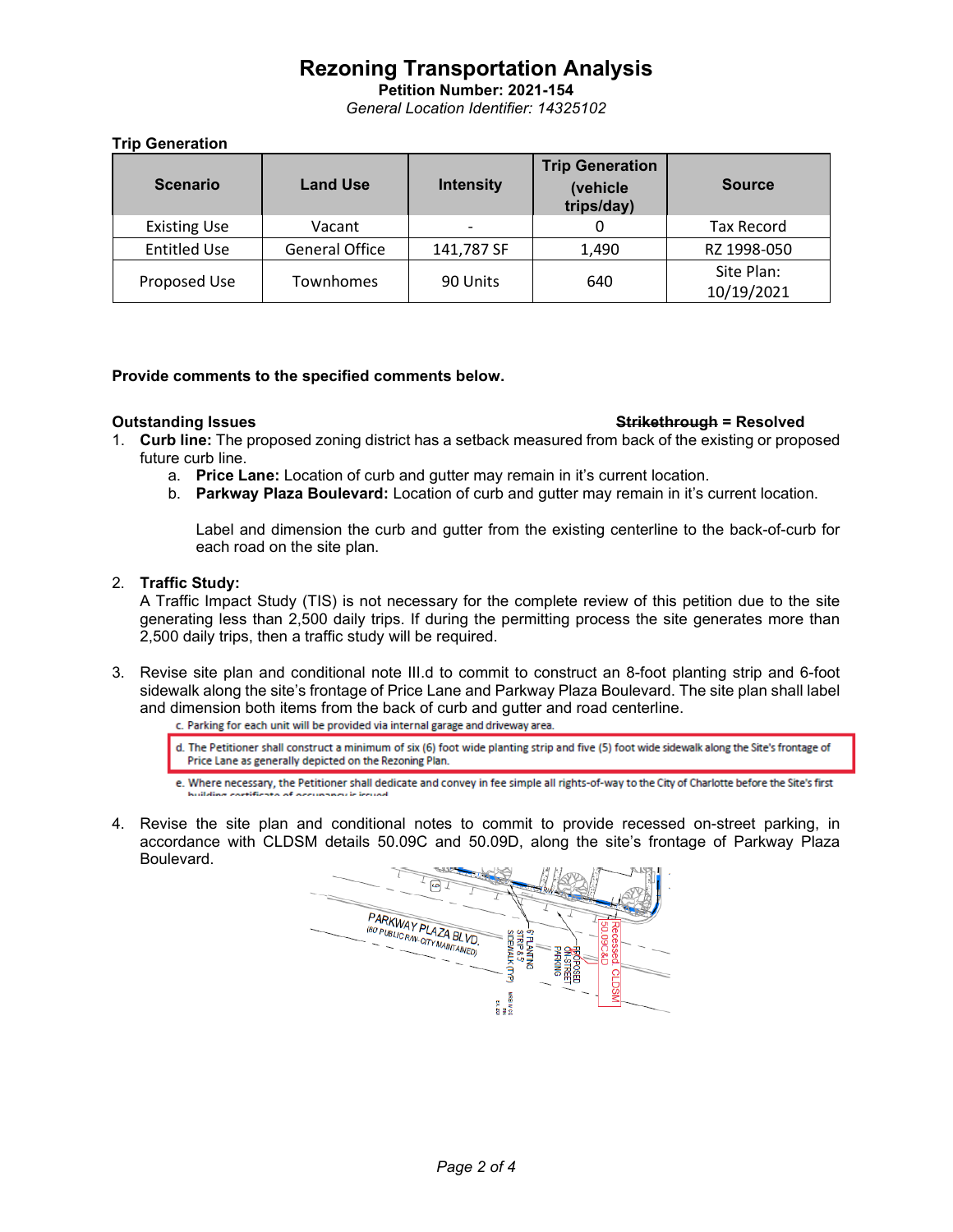# Rezoning Transportation Analysis

**Petition Number: 2021-154**

*General Location Identifier: 14325102*

**Trip Generation**

| Scenario | Land Use | Intensity | Trip Generation (vehicle trips/day) | Source |
|---|---|---|---|---|
| Existing Use | Vacant | - | 0 | Tax Record |
| Entitled Use | General Office | 141,787 SF | 1,490 | RZ 1998-050 |
| Proposed Use | Townhomes | 90 Units | 640 | Site Plan: 10/19/2021 |

**Provide comments to the specified comments below.**

**Outstanding Issues** — ~~Strikethrough~~ **= Resolved**

1. **Curb line:** The proposed zoning district has a setback measured from back of the existing or proposed future curb line.
   a. **Price Lane:** Location of curb and gutter may remain in it's current location.
   b. **Parkway Plaza Boulevard:** Location of curb and gutter may remain in it's current location.

   Label and dimension the curb and gutter from the existing centerline to the back-of-curb for each road on the site plan.

2. **Traffic Study:**
   A Traffic Impact Study (TIS) is not necessary for the complete review of this petition due to the site generating less than 2,500 daily trips. If during the permitting process the site generates more than 2,500 daily trips, then a traffic study will be required.

3. Revise site plan and conditional note III.d to commit to construct an 8-foot planting strip and 6-foot sidewalk along the site's frontage of Price Lane and Parkway Plaza Boulevard. The site plan shall label and dimension both items from the back of curb and gutter and road centerline.

   c. Parking for each unit will be provided via internal garage and driveway area.

   d. The Petitioner shall construct a minimum of six (6) foot wide planting strip and five (5) foot wide sidewalk along the Site's frontage of Price Lane as generally depicted on the Rezoning Plan.

   e. Where necessary, the Petitioner shall dedicate and convey in fee simple all rights-of-way to the City of Charlotte before the Site's first building certificate of occupancy is issued.

4. Revise the site plan and conditional notes to commit to provide recessed on-street parking, in accordance with CLDSM details 50.09C and 50.09D, along the site's frontage of Parkway Plaza Boulevard.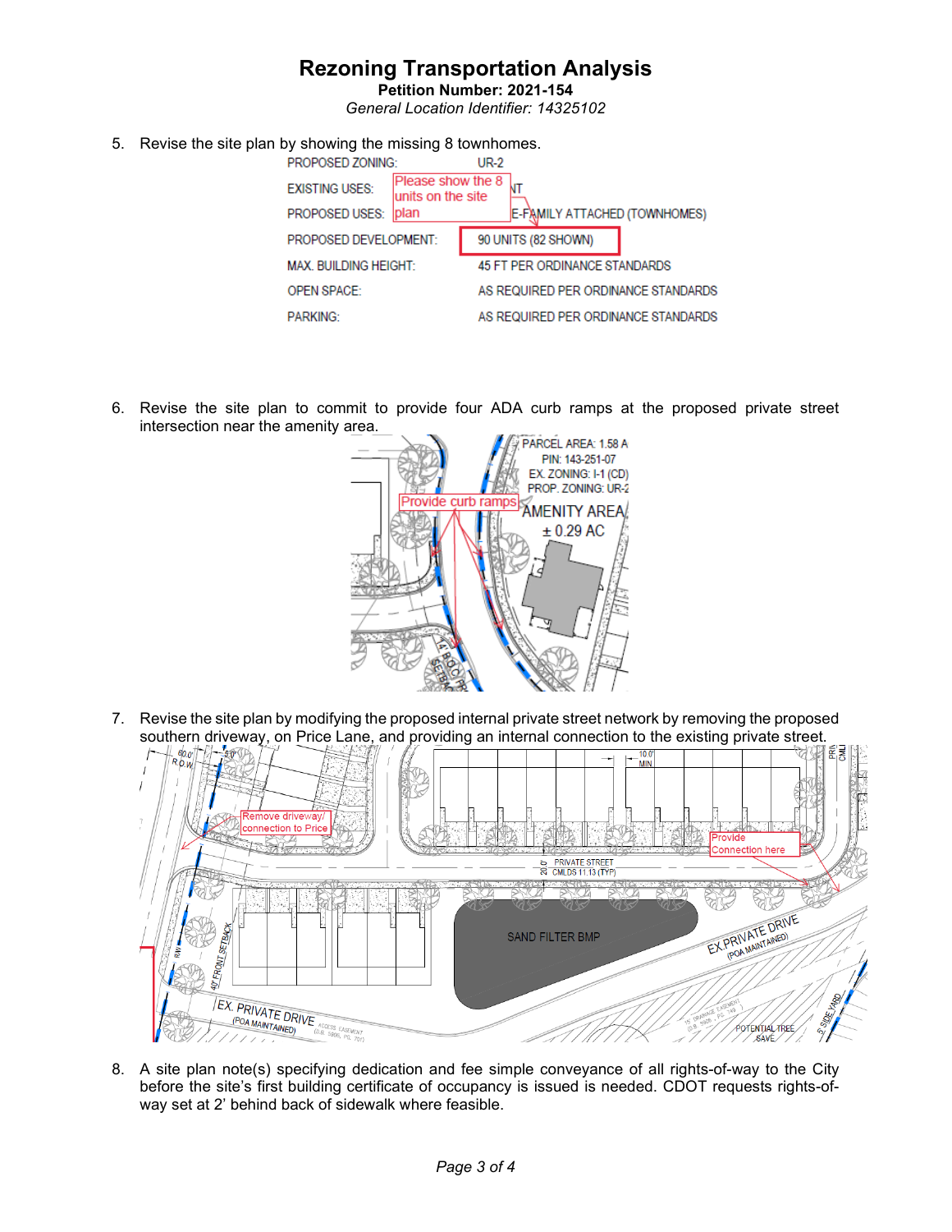# Rezoning Transportation Analysis

**Petition Number: 2021-154**

*General Location Identifier: 14325102*

5. Revise the site plan by showing the missing 8 townhomes.

| | |
|---|---|
| PROPOSED ZONING: | UR-2 |
| EXISTING USES: | [Please show the 8 units on the site plan] ...NT |
| PROPOSED USES: | ...E-FAMILY ATTACHED (TOWNHOMES) |
| PROPOSED DEVELOPMENT: | 90 UNITS (82 SHOWN) |
| MAX. BUILDING HEIGHT: | 45 FT PER ORDINANCE STANDARDS |
| OPEN SPACE: | AS REQUIRED PER ORDINANCE STANDARDS |
| PARKING: | AS REQUIRED PER ORDINANCE STANDARDS |

6. Revise the site plan to commit to provide four ADA curb ramps at the proposed private street intersection near the amenity area.

7. Revise the site plan by modifying the proposed internal private street network by removing the proposed southern driveway, on Price Lane, and providing an internal connection to the existing private street.

8. A site plan note(s) specifying dedication and fee simple conveyance of all rights-of-way to the City before the site's first building certificate of occupancy is issued is needed. CDOT requests rights-of-way set at 2' behind back of sidewalk where feasible.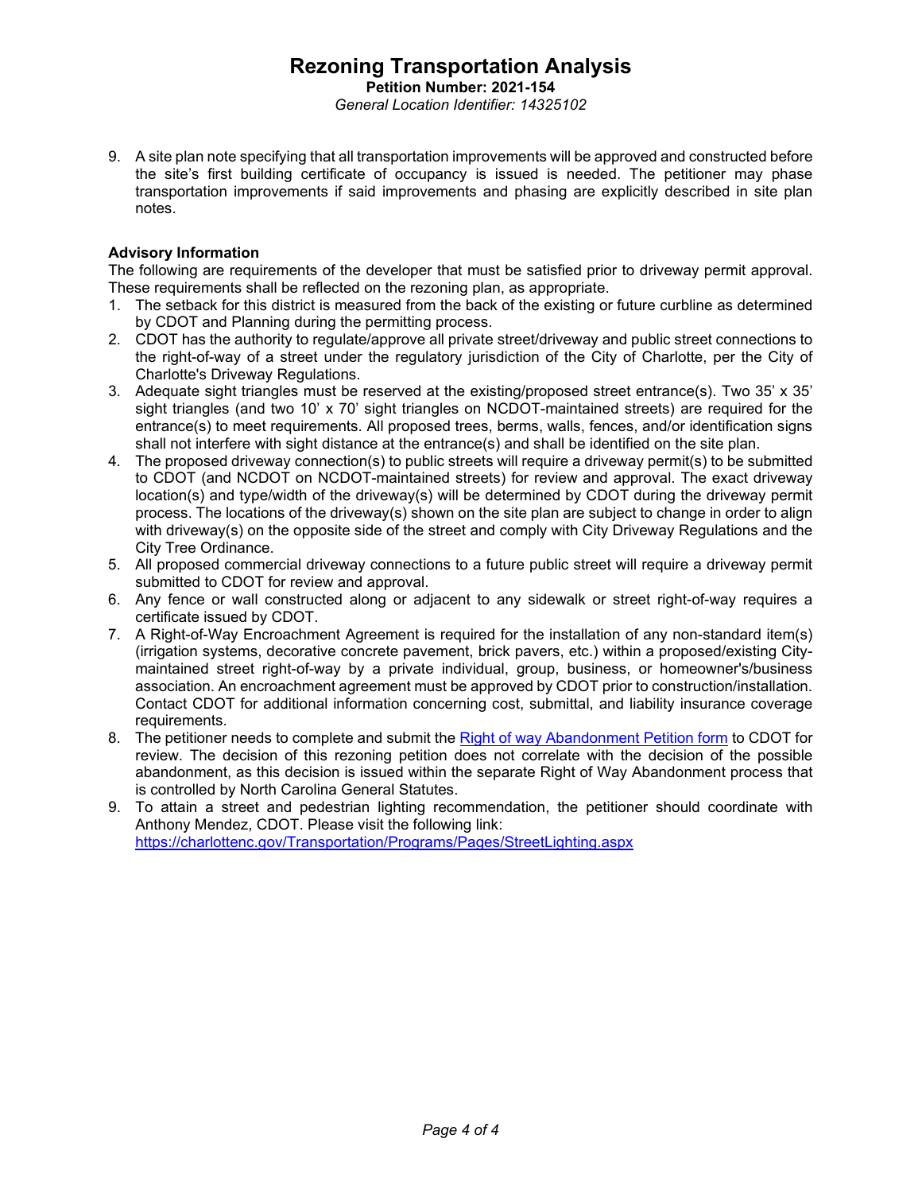9. A site plan note specifying that all transportation improvements will be approved and constructed before the site's first building certificate of occupancy is issued is needed. The petitioner may phase transportation improvements if said improvements and phasing are explicitly described in site plan notes.

**Advisory Information**

The following are requirements of the developer that must be satisfied prior to driveway permit approval. These requirements shall be reflected on the rezoning plan, as appropriate.

1. The setback for this district is measured from the back of the existing or future curbline as determined by CDOT and Planning during the permitting process.
2. CDOT has the authority to regulate/approve all private street/driveway and public street connections to the right-of-way of a street under the regulatory jurisdiction of the City of Charlotte, per the City of Charlotte's Driveway Regulations.
3. Adequate sight triangles must be reserved at the existing/proposed street entrance(s). Two 35' x 35' sight triangles (and two 10' x 70' sight triangles on NCDOT-maintained streets) are required for the entrance(s) to meet requirements. All proposed trees, berms, walls, fences, and/or identification signs shall not interfere with sight distance at the entrance(s) and shall be identified on the site plan.
4. The proposed driveway connection(s) to public streets will require a driveway permit(s) to be submitted to CDOT (and NCDOT on NCDOT-maintained streets) for review and approval. The exact driveway location(s) and type/width of the driveway(s) will be determined by CDOT during the driveway permit process. The locations of the driveway(s) shown on the site plan are subject to change in order to align with driveway(s) on the opposite side of the street and comply with City Driveway Regulations and the City Tree Ordinance.
5. All proposed commercial driveway connections to a future public street will require a driveway permit submitted to CDOT for review and approval.
6. Any fence or wall constructed along or adjacent to any sidewalk or street right-of-way requires a certificate issued by CDOT.
7. A Right-of-Way Encroachment Agreement is required for the installation of any non-standard item(s) (irrigation systems, decorative concrete pavement, brick pavers, etc.) within a proposed/existing City-maintained street right-of-way by a private individual, group, business, or homeowner's/business association. An encroachment agreement must be approved by CDOT prior to construction/installation. Contact CDOT for additional information concerning cost, submittal, and liability insurance coverage requirements.
8. The petitioner needs to complete and submit the Right of way Abandonment Petition form to CDOT for review. The decision of this rezoning petition does not correlate with the decision of the possible abandonment, as this decision is issued within the separate Right of Way Abandonment process that is controlled by North Carolina General Statutes.
9. To attain a street and pedestrian lighting recommendation, the petitioner should coordinate with Anthony Mendez, CDOT. Please visit the following link: https://charlottenc.gov/Transportation/Programs/Pages/StreetLighting.aspx